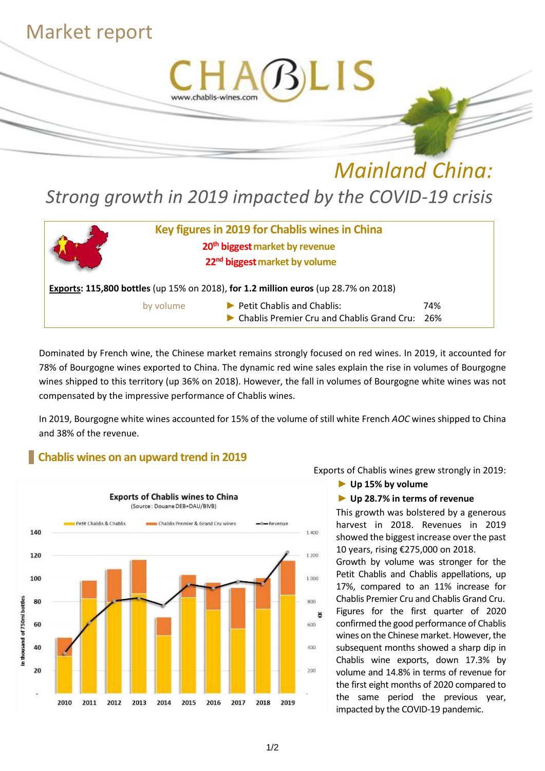# Market report

CHABLIS
www.chablis-wines.com

# *Mainland China:*

## *Strong growth in 2019 impacted by the COVID-19 crisis*

**Key figures in 2019 for Chablis wines in China**

**20th biggest market by revenue**

**22nd biggest market by volume**

**Exports: 115,800 bottles** (up 15% on 2018), **for 1.2 million euros** (up 28.7% on 2018)

| by volume | | |
|---|---|---|
| | ► Petit Chablis and Chablis: | 74% |
| | ► Chablis Premier Cru and Chablis Grand Cru: | 26% |

Dominated by French wine, the Chinese market remains strongly focused on red wines. In 2019, it accounted for 78% of Bourgogne wines exported to China. The dynamic red wine sales explain the rise in volumes of Bourgogne wines shipped to this territory (up 36% on 2018). However, the fall in volumes of Bourgogne white wines was not compensated by the impressive performance of Chablis wines.

In 2019, Bourgogne white wines accounted for 15% of the volume of still white French *AOC* wines shipped to China and 38% of the revenue.

## Chablis wines on an upward trend in 2019

**Exports of Chablis wines to China**
(Source : Douane DEB+DAU/BIVB)

Exports of Chablis wines grew strongly in 2019:

- ► **Up 15% by volume**
- ► **Up 28.7% in terms of revenue**

This growth was bolstered by a generous harvest in 2018. Revenues in 2019 showed the biggest increase over the past 10 years, rising €275,000 on 2018.

Growth by volume was stronger for the Petit Chablis and Chablis appellations, up 17%, compared to an 11% increase for Chablis Premier Cru and Chablis Grand Cru. Figures for the first quarter of 2020 confirmed the good performance of Chablis wines on the Chinese market. However, the subsequent months showed a sharp dip in Chablis wine exports, down 17.3% by volume and 14.8% in terms of revenue for the first eight months of 2020 compared to the same period the previous year, impacted by the COVID-19 pandemic.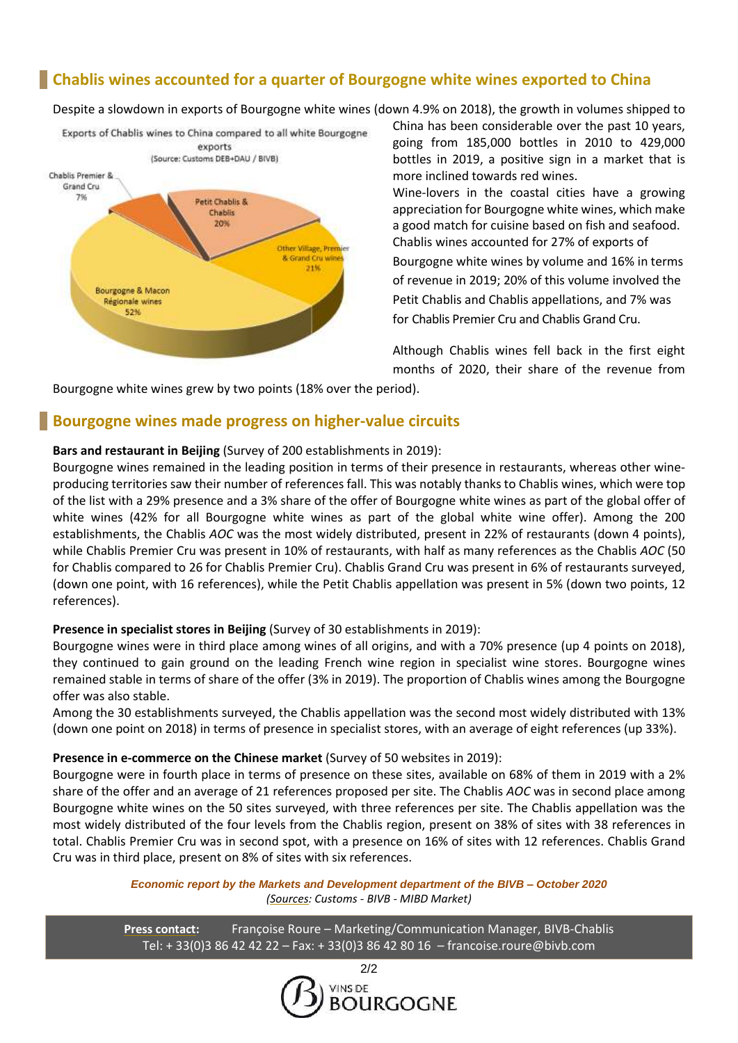## Chablis wines accounted for a quarter of Bourgogne white wines exported to China

Despite a slowdown in exports of Bourgogne white wines (down 4.9% on 2018), the growth in volumes shipped to China has been considerable over the past 10 years, going from 185,000 bottles in 2010 to 429,000 bottles in 2019, a positive sign in a market that is more inclined towards red wines.

Exports of Chablis wines to China compared to all white Bourgogne exports
(Source: Customs DEB+DAU / BIVB)

Chablis Premier & Grand Cru
7%
Petit Chablis & Chablis
20%
Other Village, Premier & Grand Cru wines
21%
Bourgogne & Macon Régionale wines
52%

Wine-lovers in the coastal cities have a growing appreciation for Bourgogne white wines, which make a good match for cuisine based on fish and seafood. Chablis wines accounted for 27% of exports of Bourgogne white wines by volume and 16% in terms of revenue in 2019; 20% of this volume involved the Petit Chablis and Chablis appellations, and 7% was for Chablis Premier Cru and Chablis Grand Cru.

Although Chablis wines fell back in the first eight months of 2020, their share of the revenue from Bourgogne white wines grew by two points (18% over the period).

## Bourgogne wines made progress on higher-value circuits

**Bars and restaurant in Beijing** (Survey of 200 establishments in 2019):
Bourgogne wines remained in the leading position in terms of their presence in restaurants, whereas other wine-producing territories saw their number of references fall. This was notably thanks to Chablis wines, which were top of the list with a 29% presence and a 3% share of the offer of Bourgogne white wines as part of the global offer of white wines (42% for all Bourgogne white wines as part of the global white wine offer). Among the 200 establishments, the Chablis *AOC* was the most widely distributed, present in 22% of restaurants (down 4 points), while Chablis Premier Cru was present in 10% of restaurants, with half as many references as the Chablis *AOC* (50 for Chablis compared to 26 for Chablis Premier Cru). Chablis Grand Cru was present in 6% of restaurants surveyed, (down one point, with 16 references), while the Petit Chablis appellation was present in 5% (down two points, 12 references).

**Presence in specialist stores in Beijing** (Survey of 30 establishments in 2019):
Bourgogne wines were in third place among wines of all origins, and with a 70% presence (up 4 points on 2018), they continued to gain ground on the leading French wine region in specialist wine stores. Bourgogne wines remained stable in terms of share of the offer (3% in 2019). The proportion of Chablis wines among the Bourgogne offer was also stable.
Among the 30 establishments surveyed, the Chablis appellation was the second most widely distributed with 13% (down one point on 2018) in terms of presence in specialist stores, with an average of eight references (up 33%).

**Presence in e-commerce on the Chinese market** (Survey of 50 websites in 2019):
Bourgogne were in fourth place in terms of presence on these sites, available on 68% of them in 2019 with a 2% share of the offer and an average of 21 references proposed per site. The Chablis *AOC* was in second place among Bourgogne white wines on the 50 sites surveyed, with three references per site. The Chablis appellation was the most widely distributed of the four levels from the Chablis region, present on 38% of sites with 38 references in total. Chablis Premier Cru was in second spot, with a presence on 16% of sites with 12 references. Chablis Grand Cru was in third place, present on 8% of sites with six references.

***Economic report by the Markets and Development department of the BIVB – October 2020***
*(Sources: Customs - BIVB - MIBD Market)*

**Press contact:** Françoise Roure – Marketing/Communication Manager, BIVB-Chablis
Tel: + 33(0)3 86 42 42 22 – Fax: + 33(0)3 86 42 80 16 – francoise.roure@bivb.com

VINS DE BOURGOGNE